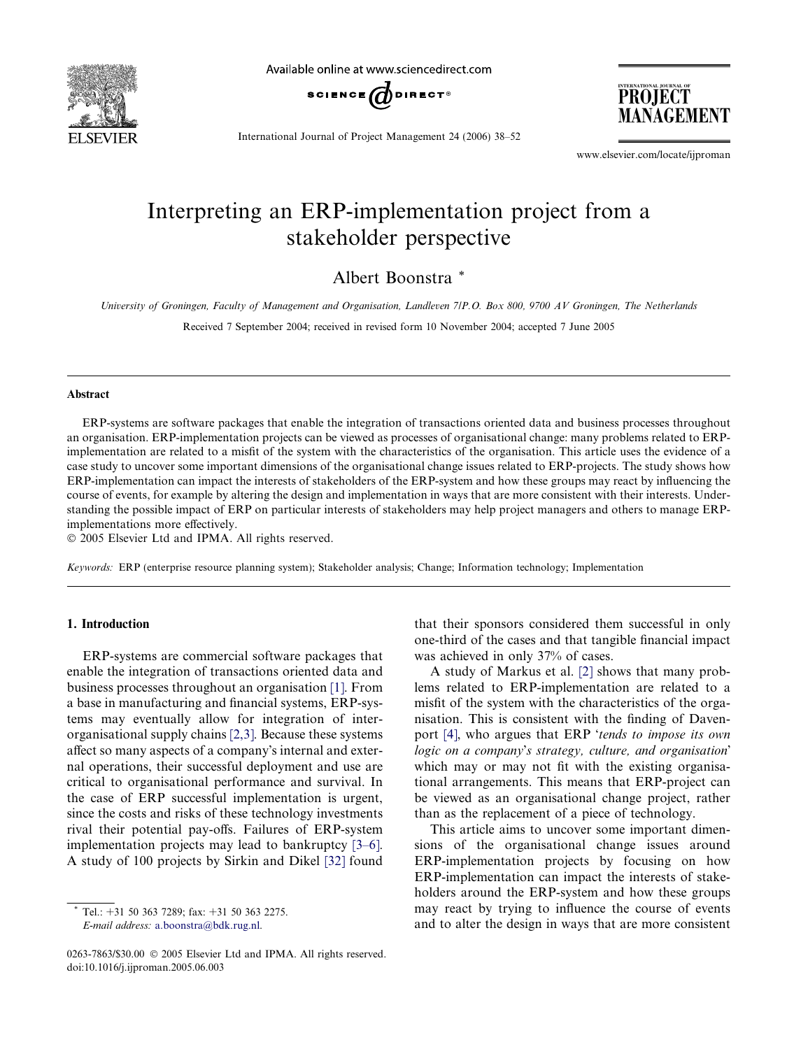# Interpreting an ERP-implementation project from a stakeholder perspective

Albert Boonstra *

*University of Groningen, Faculty of Management and Organisation, Landleven 7/P.O. Box 800, 9700 AV Groningen, The Netherlands*

Received 7 September 2004; received in revised form 10 November 2004; accepted 7 June 2005

## Abstract

ERP-systems are software packages that enable the integration of transactions oriented data and business processes throughout an organisation. ERP-implementation projects can be viewed as processes of organisational change: many problems related to ERP-implementation are related to a misfit of the system with the characteristics of the organisation. This article uses the evidence of a case study to uncover some important dimensions of the organisational change issues related to ERP-projects. The study shows how ERP-implementation can impact the interests of stakeholders of the ERP-system and how these groups may react by influencing the course of events, for example by altering the design and implementation in ways that are more consistent with their interests. Understanding the possible impact of ERP on particular interests of stakeholders may help project managers and others to manage ERP-implementations more effectively.

© 2005 Elsevier Ltd and IPMA. All rights reserved.

*Keywords:* ERP (enterprise resource planning system); Stakeholder analysis; Change; Information technology; Implementation

## 1. Introduction

ERP-systems are commercial software packages that enable the integration of transactions oriented data and business processes throughout an organisation [1]. From a base in manufacturing and financial systems, ERP-systems may eventually allow for integration of inter-organisational supply chains [2,3]. Because these systems affect so many aspects of a company's internal and external operations, their successful deployment and use are critical to organisational performance and survival. In the case of ERP successful implementation is urgent, since the costs and risks of these technology investments rival their potential pay-offs. Failures of ERP-system implementation projects may lead to bankruptcy [3–6]. A study of 100 projects by Sirkin and Dikel [32] found that their sponsors considered them successful in only one-third of the cases and that tangible financial impact was achieved in only 37% of cases.

A study of Markus et al. [2] shows that many problems related to ERP-implementation are related to a misfit of the system with the characteristics of the organisation. This is consistent with the finding of Davenport [4], who argues that ERP '*tends to impose its own logic on a company's strategy, culture, and organisation*' which may or may not fit with the existing organisational arrangements. This means that ERP-project can be viewed as an organisational change project, rather than as the replacement of a piece of technology.

This article aims to uncover some important dimensions of the organisational change issues around ERP-implementation projects by focusing on how ERP-implementation can impact the interests of stakeholders around the ERP-system and how these groups may react by trying to influence the course of events and to alter the design in ways that are more consistent

* Tel.: +31 50 363 7289; fax: +31 50 363 2275.
*E-mail address:* a.boonstra@bdk.rug.nl.

0263-7863/$30.00 © 2005 Elsevier Ltd and IPMA. All rights reserved.
doi:10.1016/j.ijproman.2005.06.003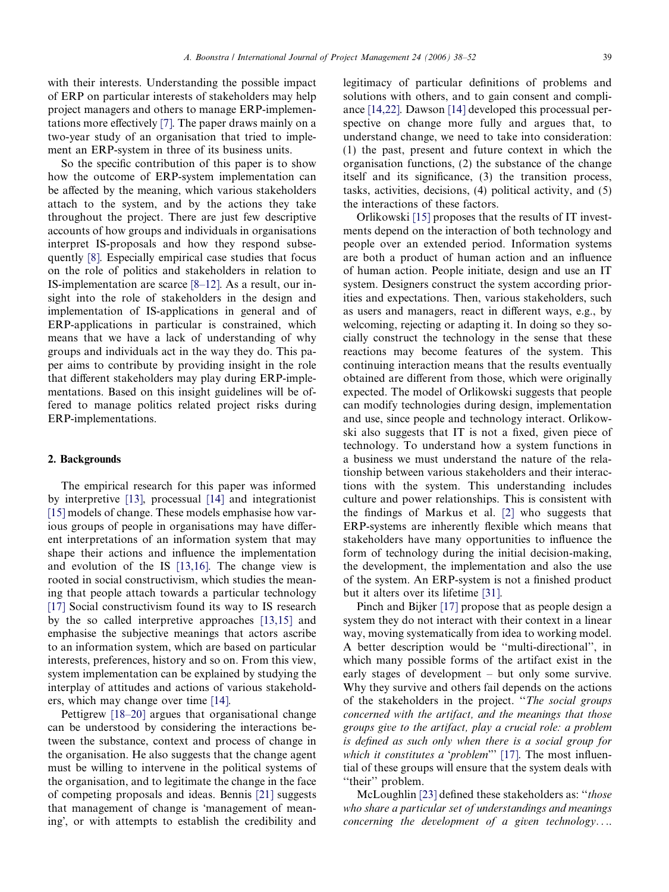with their interests. Understanding the possible impact of ERP on particular interests of stakeholders may help project managers and others to manage ERP-implementations more effectively [7]. The paper draws mainly on a two-year study of an organisation that tried to implement an ERP-system in three of its business units.

So the specific contribution of this paper is to show how the outcome of ERP-system implementation can be affected by the meaning, which various stakeholders attach to the system, and by the actions they take throughout the project. There are just few descriptive accounts of how groups and individuals in organisations interpret IS-proposals and how they respond subsequently [8]. Especially empirical case studies that focus on the role of politics and stakeholders in relation to IS-implementation are scarce [8–12]. As a result, our insight into the role of stakeholders in the design and implementation of IS-applications in general and of ERP-applications in particular is constrained, which means that we have a lack of understanding of why groups and individuals act in the way they do. This paper aims to contribute by providing insight in the role that different stakeholders may play during ERP-implementations. Based on this insight guidelines will be offered to manage politics related project risks during ERP-implementations.

## 2. Backgrounds

The empirical research for this paper was informed by interpretive [13], processual [14] and integrationist [15] models of change. These models emphasise how various groups of people in organisations may have different interpretations of an information system that may shape their actions and influence the implementation and evolution of the IS [13,16]. The change view is rooted in social constructivism, which studies the meaning that people attach towards a particular technology [17] Social constructivism found its way to IS research by the so called interpretive approaches [13,15] and emphasise the subjective meanings that actors ascribe to an information system, which are based on particular interests, preferences, history and so on. From this view, system implementation can be explained by studying the interplay of attitudes and actions of various stakeholders, which may change over time [14].

Pettigrew [18–20] argues that organisational change can be understood by considering the interactions between the substance, context and process of change in the organisation. He also suggests that the change agent must be willing to intervene in the political systems of the organisation, and to legitimate the change in the face of competing proposals and ideas. Bennis [21] suggests that management of change is 'management of meaning', or with attempts to establish the credibility and legitimacy of particular definitions of problems and solutions with others, and to gain consent and compliance [14,22]. Dawson [14] developed this processual perspective on change more fully and argues that, to understand change, we need to take into consideration: (1) the past, present and future context in which the organisation functions, (2) the substance of the change itself and its significance, (3) the transition process, tasks, activities, decisions, (4) political activity, and (5) the interactions of these factors.

Orlikowski [15] proposes that the results of IT investments depend on the interaction of both technology and people over an extended period. Information systems are both a product of human action and an influence of human action. People initiate, design and use an IT system. Designers construct the system according priorities and expectations. Then, various stakeholders, such as users and managers, react in different ways, e.g., by welcoming, rejecting or adapting it. In doing so they socially construct the technology in the sense that these reactions may become features of the system. This continuing interaction means that the results eventually obtained are different from those, which were originally expected. The model of Orlikowski suggests that people can modify technologies during design, implementation and use, since people and technology interact. Orlikowski also suggests that IT is not a fixed, given piece of technology. To understand how a system functions in a business we must understand the nature of the relationship between various stakeholders and their interactions with the system. This understanding includes culture and power relationships. This is consistent with the findings of Markus et al. [2] who suggests that ERP-systems are inherently flexible which means that stakeholders have many opportunities to influence the form of technology during the initial decision-making, the development, the implementation and also the use of the system. An ERP-system is not a finished product but it alters over its lifetime [31].

Pinch and Bijker [17] propose that as people design a system they do not interact with their context in a linear way, moving systematically from idea to working model. A better description would be ''multi-directional'', in which many possible forms of the artifact exist in the early stages of development – but only some survive. Why they survive and others fail depends on the actions of the stakeholders in the project. ''*The social groups concerned with the artifact, and the meanings that those groups give to the artifact, play a crucial role: a problem is defined as such only when there is a social group for which it constitutes a 'problem*''' [17]. The most influential of these groups will ensure that the system deals with ''their'' problem.

McLoughlin [23] defined these stakeholders as: ''*those who share a particular set of understandings and meanings concerning the development of a given technology*....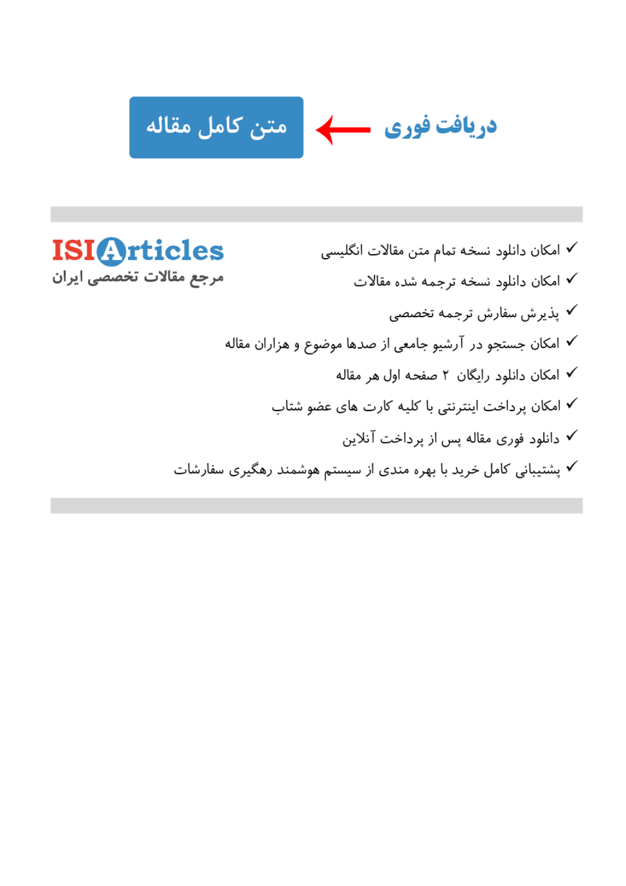دریافت فوری ← **متن کامل مقاله**

**ISIArticles**
مرجع مقالات تخصصی ایران

- ✓ امکان دانلود نسخه تمام متن مقالات انگلیسی
- ✓ امکان دانلود نسخه ترجمه شده مقالات
- ✓ پذیرش سفارش ترجمه تخصصی
- ✓ امکان جستجو در آرشیو جامعی از صدها موضوع و هزاران مقاله
- ✓ امکان دانلود رایگان ۲ صفحه اول هر مقاله
- ✓ امکان پرداخت اینترنتی با کلیه کارت های عضو شتاب
- ✓ دانلود فوری مقاله پس از پرداخت آنلاین
- ✓ پشتیبانی کامل خرید با بهره مندی از سیستم هوشمند رهگیری سفارشات